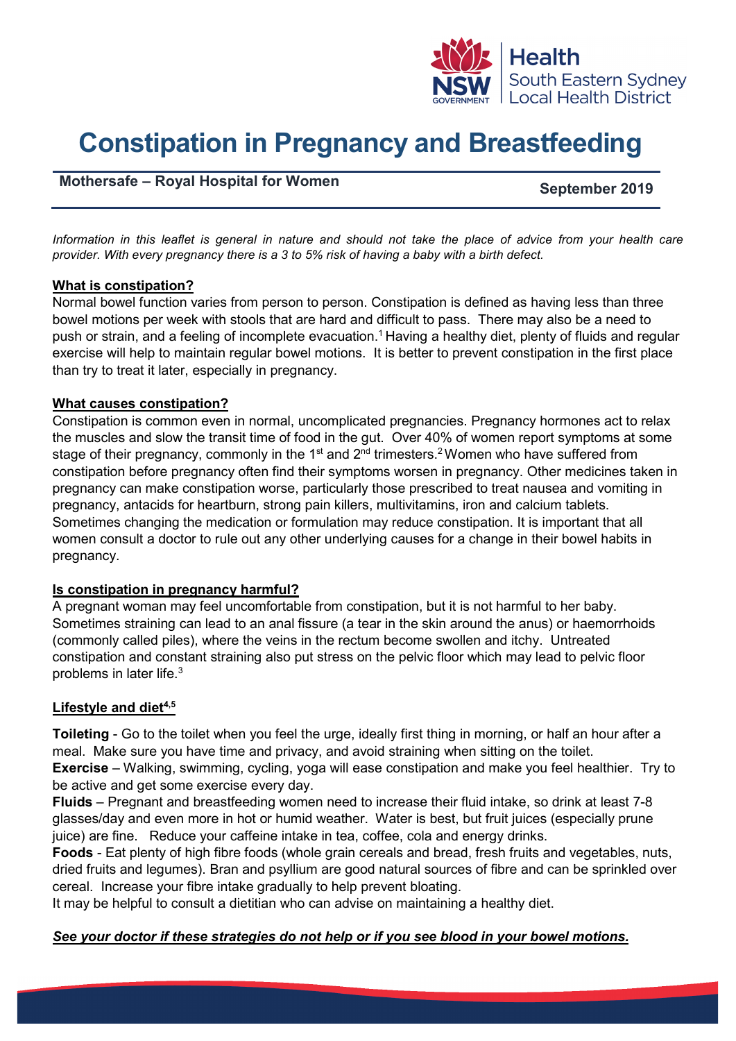# Constipation in Pregnancy and Breastfeeding

**Mothersafe – Royal Hospital for Women** **September 2019**

*Information in this leaflet is general in nature and should not take the place of advice from your health care provider. With every pregnancy there is a 3 to 5% risk of having a baby with a birth defect.*

## What is constipation?

Normal bowel function varies from person to person. Constipation is defined as having less than three bowel motions per week with stools that are hard and difficult to pass. There may also be a need to push or strain, and a feeling of incomplete evacuation.[1] Having a healthy diet, plenty of fluids and regular exercise will help to maintain regular bowel motions. It is better to prevent constipation in the first place than try to treat it later, especially in pregnancy.

## What causes constipation?

Constipation is common even in normal, uncomplicated pregnancies. Pregnancy hormones act to relax the muscles and slow the transit time of food in the gut. Over 40% of women report symptoms at some stage of their pregnancy, commonly in the 1st and 2nd trimesters.[2] Women who have suffered from constipation before pregnancy often find their symptoms worsen in pregnancy. Other medicines taken in pregnancy can make constipation worse, particularly those prescribed to treat nausea and vomiting in pregnancy, antacids for heartburn, strong pain killers, multivitamins, iron and calcium tablets. Sometimes changing the medication or formulation may reduce constipation. It is important that all women consult a doctor to rule out any other underlying causes for a change in their bowel habits in pregnancy.

## Is constipation in pregnancy harmful?

A pregnant woman may feel uncomfortable from constipation, but it is not harmful to her baby. Sometimes straining can lead to an anal fissure (a tear in the skin around the anus) or haemorrhoids (commonly called piles), where the veins in the rectum become swollen and itchy. Untreated constipation and constant straining also put stress on the pelvic floor which may lead to pelvic floor problems in later life.[3]

## Lifestyle and diet[4,5]

**Toileting** - Go to the toilet when you feel the urge, ideally first thing in morning, or half an hour after a meal. Make sure you have time and privacy, and avoid straining when sitting on the toilet.
**Exercise** – Walking, swimming, cycling, yoga will ease constipation and make you feel healthier. Try to be active and get some exercise every day.
**Fluids** – Pregnant and breastfeeding women need to increase their fluid intake, so drink at least 7-8 glasses/day and even more in hot or humid weather. Water is best, but fruit juices (especially prune juice) are fine. Reduce your caffeine intake in tea, coffee, cola and energy drinks.
**Foods** - Eat plenty of high fibre foods (whole grain cereals and bread, fresh fruits and vegetables, nuts, dried fruits and legumes). Bran and psyllium are good natural sources of fibre and can be sprinkled over cereal. Increase your fibre intake gradually to help prevent bloating.
It may be helpful to consult a dietitian who can advise on maintaining a healthy diet.

***See your doctor if these strategies do not help or if you see blood in your bowel motions.***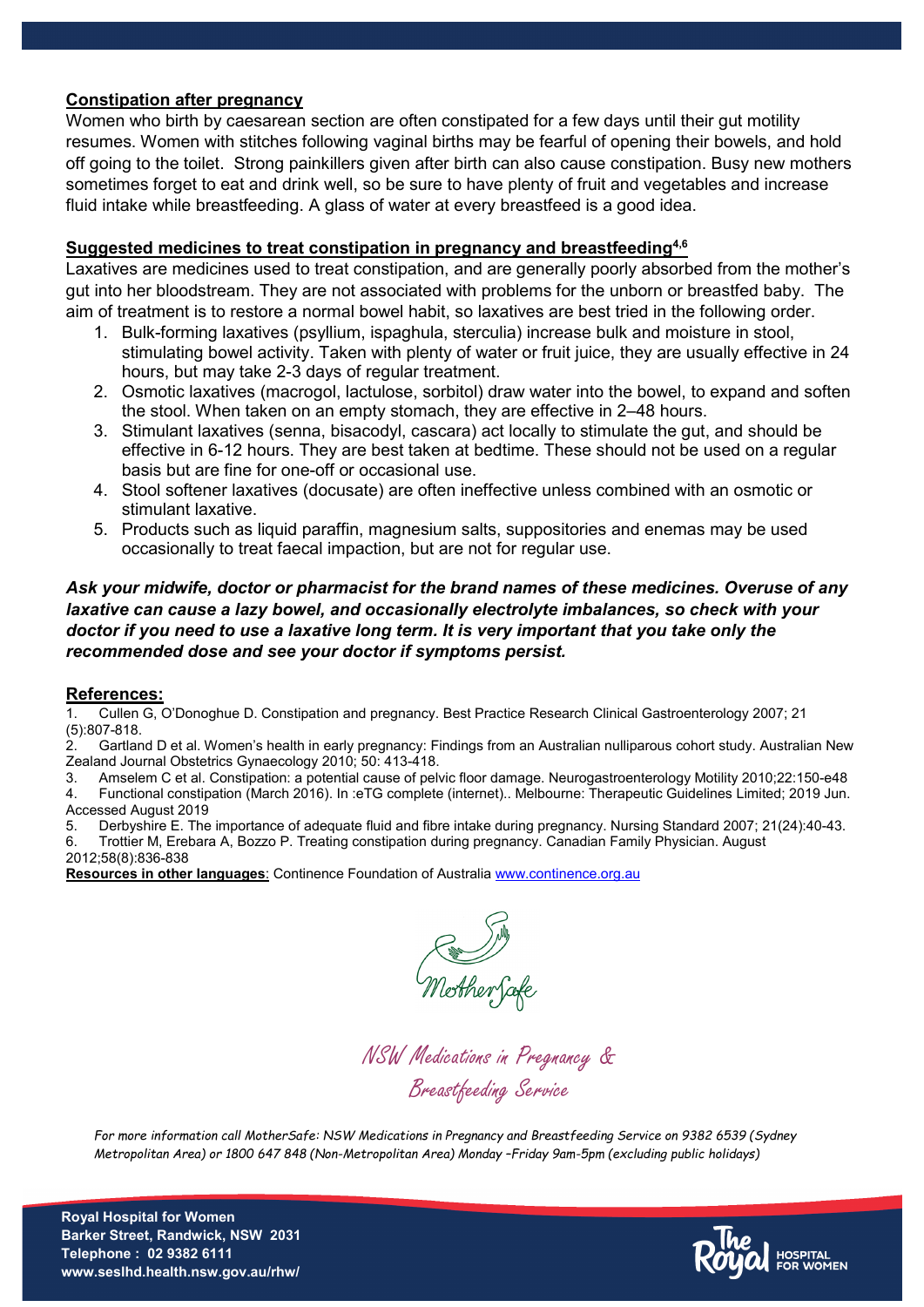## Constipation after pregnancy

Women who birth by caesarean section are often constipated for a few days until their gut motility resumes. Women with stitches following vaginal births may be fearful of opening their bowels, and hold off going to the toilet. Strong painkillers given after birth can also cause constipation. Busy new mothers sometimes forget to eat and drink well, so be sure to have plenty of fruit and vegetables and increase fluid intake while breastfeeding. A glass of water at every breastfeed is a good idea.

## Suggested medicines to treat constipation in pregnancy and breastfeeding[4,6]

Laxatives are medicines used to treat constipation, and are generally poorly absorbed from the mother's gut into her bloodstream. They are not associated with problems for the unborn or breastfed baby. The aim of treatment is to restore a normal bowel habit, so laxatives are best tried in the following order.

1. Bulk-forming laxatives (psyllium, ispaghula, sterculia) increase bulk and moisture in stool, stimulating bowel activity. Taken with plenty of water or fruit juice, they are usually effective in 24 hours, but may take 2-3 days of regular treatment.
2. Osmotic laxatives (macrogol, lactulose, sorbitol) draw water into the bowel, to expand and soften the stool. When taken on an empty stomach, they are effective in 2–48 hours.
3. Stimulant laxatives (senna, bisacodyl, cascara) act locally to stimulate the gut, and should be effective in 6-12 hours. They are best taken at bedtime. These should not be used on a regular basis but are fine for one-off or occasional use.
4. Stool softener laxatives (docusate) are often ineffective unless combined with an osmotic or stimulant laxative.
5. Products such as liquid paraffin, magnesium salts, suppositories and enemas may be used occasionally to treat faecal impaction, but are not for regular use.

***Ask your midwife, doctor or pharmacist for the brand names of these medicines. Overuse of any laxative can cause a lazy bowel, and occasionally electrolyte imbalances, so check with your doctor if you need to use a laxative long term. It is very important that you take only the recommended dose and see your doctor if symptoms persist.***

## References:

1. Cullen G, O'Donoghue D. Constipation and pregnancy. Best Practice Research Clinical Gastroenterology 2007; 21 (5):807-818.
2. Gartland D et al. Women's health in early pregnancy: Findings from an Australian nulliparous cohort study. Australian New Zealand Journal Obstetrics Gynaecology 2010; 50: 413-418.
3. Amselem C et al. Constipation: a potential cause of pelvic floor damage. Neurogastroenterology Motility 2010;22:150-e48
4. Functional constipation (March 2016). In :eTG complete (internet).. Melbourne: Therapeutic Guidelines Limited; 2019 Jun. Accessed August 2019
5. Derbyshire E. The importance of adequate fluid and fibre intake during pregnancy. Nursing Standard 2007; 21(24):40-43.
6. Trottier M, Erebara A, Bozzo P. Treating constipation during pregnancy. Canadian Family Physician. August 2012;58(8):836-838

**Resources in other languages**: Continence Foundation of Australia www.continence.org.au

MotherSafe

NSW Medications in Pregnancy & Breastfeeding Service

*For more information call MotherSafe: NSW Medications in Pregnancy and Breastfeeding Service on 9382 6539 (Sydney Metropolitan Area) or 1800 647 848 (Non-Metropolitan Area) Monday –Friday 9am-5pm (excluding public holidays)*

**Royal Hospital for Women**
**Barker Street, Randwick, NSW 2031**
**Telephone : 02 9382 6111**
**www.seslhd.health.nsw.gov.au/rhw/**

The Royal HOSPITAL FOR WOMEN